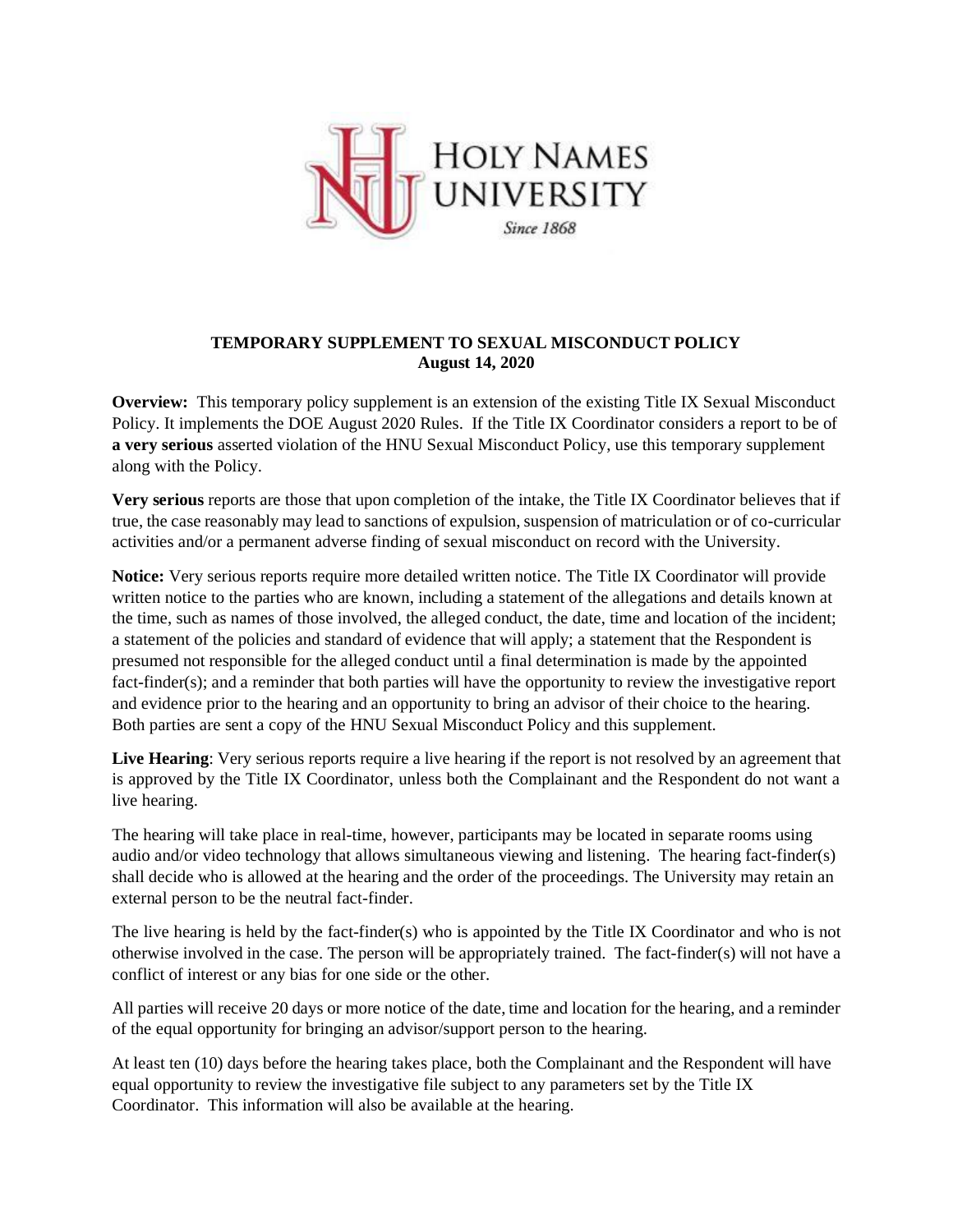HOLY NAMES UNIVERSITY

*Since 1868*

**TEMPORARY SUPPLEMENT TO SEXUAL MISCONDUCT POLICY**
**August 14, 2020**

**Overview:** This temporary policy supplement is an extension of the existing Title IX Sexual Misconduct Policy. It implements the DOE August 2020 Rules. If the Title IX Coordinator considers a report to be of **a very serious** asserted violation of the HNU Sexual Misconduct Policy, use this temporary supplement along with the Policy.

**Very serious** reports are those that upon completion of the intake, the Title IX Coordinator believes that if true, the case reasonably may lead to sanctions of expulsion, suspension of matriculation or of co-curricular activities and/or a permanent adverse finding of sexual misconduct on record with the University.

**Notice:** Very serious reports require more detailed written notice. The Title IX Coordinator will provide written notice to the parties who are known, including a statement of the allegations and details known at the time, such as names of those involved, the alleged conduct, the date, time and location of the incident; a statement of the policies and standard of evidence that will apply; a statement that the Respondent is presumed not responsible for the alleged conduct until a final determination is made by the appointed fact-finder(s); and a reminder that both parties will have the opportunity to review the investigative report and evidence prior to the hearing and an opportunity to bring an advisor of their choice to the hearing. Both parties are sent a copy of the HNU Sexual Misconduct Policy and this supplement.

**Live Hearing**: Very serious reports require a live hearing if the report is not resolved by an agreement that is approved by the Title IX Coordinator, unless both the Complainant and the Respondent do not want a live hearing.

The hearing will take place in real-time, however, participants may be located in separate rooms using audio and/or video technology that allows simultaneous viewing and listening. The hearing fact-finder(s) shall decide who is allowed at the hearing and the order of the proceedings. The University may retain an external person to be the neutral fact-finder.

The live hearing is held by the fact-finder(s) who is appointed by the Title IX Coordinator and who is not otherwise involved in the case. The person will be appropriately trained. The fact-finder(s) will not have a conflict of interest or any bias for one side or the other.

All parties will receive 20 days or more notice of the date, time and location for the hearing, and a reminder of the equal opportunity for bringing an advisor/support person to the hearing.

At least ten (10) days before the hearing takes place, both the Complainant and the Respondent will have equal opportunity to review the investigative file subject to any parameters set by the Title IX Coordinator. This information will also be available at the hearing.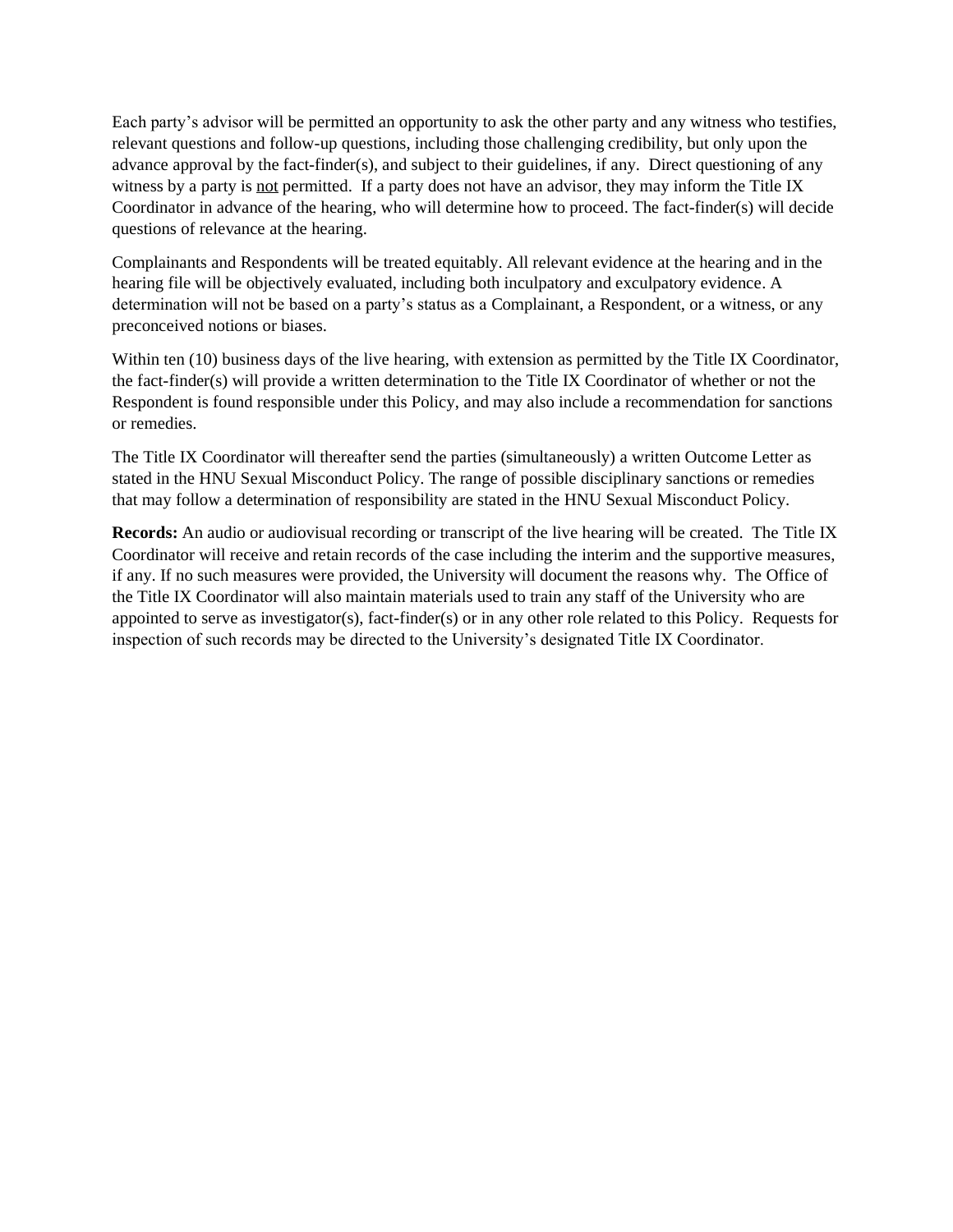Each party's advisor will be permitted an opportunity to ask the other party and any witness who testifies, relevant questions and follow-up questions, including those challenging credibility, but only upon the advance approval by the fact-finder(s), and subject to their guidelines, if any. Direct questioning of any witness by a party is <u>not</u> permitted. If a party does not have an advisor, they may inform the Title IX Coordinator in advance of the hearing, who will determine how to proceed. The fact-finder(s) will decide questions of relevance at the hearing.

Complainants and Respondents will be treated equitably. All relevant evidence at the hearing and in the hearing file will be objectively evaluated, including both inculpatory and exculpatory evidence. A determination will not be based on a party's status as a Complainant, a Respondent, or a witness, or any preconceived notions or biases.

Within ten (10) business days of the live hearing, with extension as permitted by the Title IX Coordinator, the fact-finder(s) will provide a written determination to the Title IX Coordinator of whether or not the Respondent is found responsible under this Policy, and may also include a recommendation for sanctions or remedies.

The Title IX Coordinator will thereafter send the parties (simultaneously) a written Outcome Letter as stated in the HNU Sexual Misconduct Policy. The range of possible disciplinary sanctions or remedies that may follow a determination of responsibility are stated in the HNU Sexual Misconduct Policy.

**Records:** An audio or audiovisual recording or transcript of the live hearing will be created. The Title IX Coordinator will receive and retain records of the case including the interim and the supportive measures, if any. If no such measures were provided, the University will document the reasons why. The Office of the Title IX Coordinator will also maintain materials used to train any staff of the University who are appointed to serve as investigator(s), fact-finder(s) or in any other role related to this Policy. Requests for inspection of such records may be directed to the University's designated Title IX Coordinator.